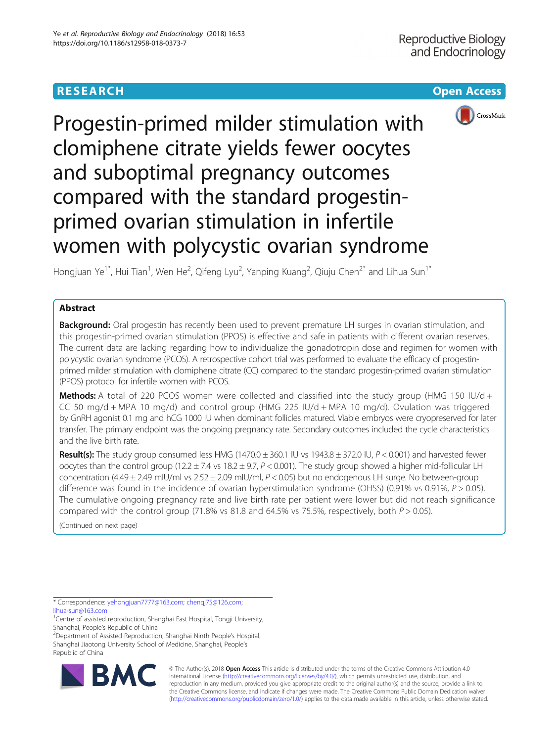# RESEARCH

# Progestin-primed milder stimulation with clomiphene citrate yields fewer oocytes and suboptimal pregnancy outcomes compared with the standard progestin-primed ovarian stimulation in infertile women with polycystic ovarian syndrome

Hongjuan Ye[1*], Hui Tian[1], Wen He[2], Qifeng Lyu[2], Yanping Kuang[2], Qiuju Chen[2*] and Lihua Sun[1*]

## Abstract

**Background:** Oral progestin has recently been used to prevent premature LH surges in ovarian stimulation, and this progestin-primed ovarian stimulation (PPOS) is effective and safe in patients with different ovarian reserves. The current data are lacking regarding how to individualize the gonadotropin dose and regimen for women with polycystic ovarian syndrome (PCOS). A retrospective cohort trial was performed to evaluate the efficacy of progestin-primed milder stimulation with clomiphene citrate (CC) compared to the standard progestin-primed ovarian stimulation (PPOS) protocol for infertile women with PCOS.

**Methods:** A total of 220 PCOS women were collected and classified into the study group (HMG 150 IU/d + CC 50 mg/d + MPA 10 mg/d) and control group (HMG 225 IU/d + MPA 10 mg/d). Ovulation was triggered by GnRH agonist 0.1 mg and hCG 1000 IU when dominant follicles matured. Viable embryos were cryopreserved for later transfer. The primary endpoint was the ongoing pregnancy rate. Secondary outcomes included the cycle characteristics and the live birth rate.

**Result(s):** The study group consumed less HMG (1470.0 ± 360.1 IU vs 1943.8 ± 372.0 IU, $P < 0.001$) and harvested fewer oocytes than the control group (12.2 ± 7.4 vs 18.2 ± 9.7, $P < 0.001$). The study group showed a higher mid-follicular LH concentration (4.49 ± 2.49 mIU/ml vs 2.52 ± 2.09 mIU/ml, $P < 0.05$) but no endogenous LH surge. No between-group difference was found in the incidence of ovarian hyperstimulation syndrome (OHSS) (0.91% vs 0.91%, $P > 0.05$). The cumulative ongoing pregnancy rate and live birth rate per patient were lower but did not reach significance compared with the control group (71.8% vs 81.8 and 64.5% vs 75.5%, respectively, both $P > 0.05$).

(Continued on next page)

---

* Correspondence: yehongjuan7777@163.com; chenqj75@126.com; lihua-sun@163.com

[1]Centre of assisted reproduction, Shanghai East Hospital, Tongji University, Shanghai, People's Republic of China

[2]Department of Assisted Reproduction, Shanghai Ninth People's Hospital, Shanghai Jiaotong University School of Medicine, Shanghai, People's Republic of China

© The Author(s). 2018 **Open Access** This article is distributed under the terms of the Creative Commons Attribution 4.0 International License (http://creativecommons.org/licenses/by/4.0/), which permits unrestricted use, distribution, and reproduction in any medium, provided you give appropriate credit to the original author(s) and the source, provide a link to the Creative Commons license, and indicate if changes were made. The Creative Commons Public Domain Dedication waiver (http://creativecommons.org/publicdomain/zero/1.0/) applies to the data made available in this article, unless otherwise stated.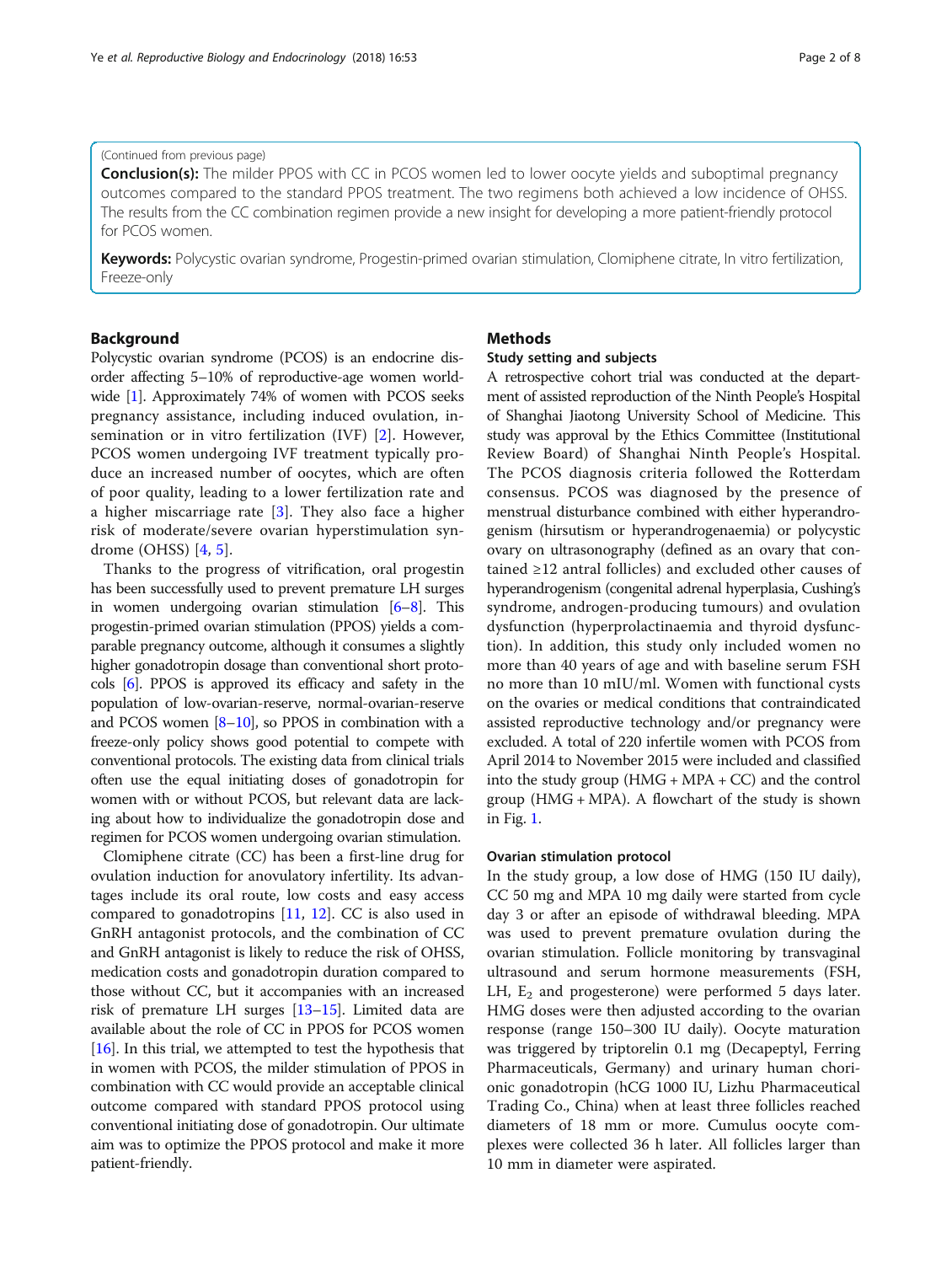(Continued from previous page)

**Conclusion(s):** The milder PPOS with CC in PCOS women led to lower oocyte yields and suboptimal pregnancy outcomes compared to the standard PPOS treatment. The two regimens both achieved a low incidence of OHSS. The results from the CC combination regimen provide a new insight for developing a more patient-friendly protocol for PCOS women.

**Keywords:** Polycystic ovarian syndrome, Progestin-primed ovarian stimulation, Clomiphene citrate, In vitro fertilization, Freeze-only

## Background

Polycystic ovarian syndrome (PCOS) is an endocrine disorder affecting 5–10% of reproductive-age women worldwide [1]. Approximately 74% of women with PCOS seeks pregnancy assistance, including induced ovulation, insemination or in vitro fertilization (IVF) [2]. However, PCOS women undergoing IVF treatment typically produce an increased number of oocytes, which are often of poor quality, leading to a lower fertilization rate and a higher miscarriage rate [3]. They also face a higher risk of moderate/severe ovarian hyperstimulation syndrome (OHSS) [4, 5].

Thanks to the progress of vitrification, oral progestin has been successfully used to prevent premature LH surges in women undergoing ovarian stimulation [6–8]. This progestin-primed ovarian stimulation (PPOS) yields a comparable pregnancy outcome, although it consumes a slightly higher gonadotropin dosage than conventional short protocols [6]. PPOS is approved its efficacy and safety in the population of low-ovarian-reserve, normal-ovarian-reserve and PCOS women [8–10], so PPOS in combination with a freeze-only policy shows good potential to compete with conventional protocols. The existing data from clinical trials often use the equal initiating doses of gonadotropin for women with or without PCOS, but relevant data are lacking about how to individualize the gonadotropin dose and regimen for PCOS women undergoing ovarian stimulation.

Clomiphene citrate (CC) has been a first-line drug for ovulation induction for anovulatory infertility. Its advantages include its oral route, low costs and easy access compared to gonadotropins [11, 12]. CC is also used in GnRH antagonist protocols, and the combination of CC and GnRH antagonist is likely to reduce the risk of OHSS, medication costs and gonadotropin duration compared to those without CC, but it accompanies with an increased risk of premature LH surges [13–15]. Limited data are available about the role of CC in PPOS for PCOS women [16]. In this trial, we attempted to test the hypothesis that in women with PCOS, the milder stimulation of PPOS in combination with CC would provide an acceptable clinical outcome compared with standard PPOS protocol using conventional initiating dose of gonadotropin. Our ultimate aim was to optimize the PPOS protocol and make it more patient-friendly.

## Methods

### Study setting and subjects

A retrospective cohort trial was conducted at the department of assisted reproduction of the Ninth People's Hospital of Shanghai Jiaotong University School of Medicine. This study was approval by the Ethics Committee (Institutional Review Board) of Shanghai Ninth People's Hospital. The PCOS diagnosis criteria followed the Rotterdam consensus. PCOS was diagnosed by the presence of menstrual disturbance combined with either hyperandrogenism (hirsutism or hyperandrogenaemia) or polycystic ovary on ultrasonography (defined as an ovary that contained ≥12 antral follicles) and excluded other causes of hyperandrogenism (congenital adrenal hyperplasia, Cushing's syndrome, androgen-producing tumours) and ovulation dysfunction (hyperprolactinaemia and thyroid dysfunction). In addition, this study only included women no more than 40 years of age and with baseline serum FSH no more than 10 mIU/ml. Women with functional cysts on the ovaries or medical conditions that contraindicated assisted reproductive technology and/or pregnancy were excluded. A total of 220 infertile women with PCOS from April 2014 to November 2015 were included and classified into the study group (HMG + MPA + CC) and the control group (HMG + MPA). A flowchart of the study is shown in Fig. 1.

### Ovarian stimulation protocol

In the study group, a low dose of HMG (150 IU daily), CC 50 mg and MPA 10 mg daily were started from cycle day 3 or after an episode of withdrawal bleeding. MPA was used to prevent premature ovulation during the ovarian stimulation. Follicle monitoring by transvaginal ultrasound and serum hormone measurements (FSH, LH, $E_2$ and progesterone) were performed 5 days later. HMG doses were then adjusted according to the ovarian response (range 150–300 IU daily). Oocyte maturation was triggered by triptorelin 0.1 mg (Decapeptyl, Ferring Pharmaceuticals, Germany) and urinary human chorionic gonadotropin (hCG 1000 IU, Lizhu Pharmaceutical Trading Co., China) when at least three follicles reached diameters of 18 mm or more. Cumulus oocyte complexes were collected 36 h later. All follicles larger than 10 mm in diameter were aspirated.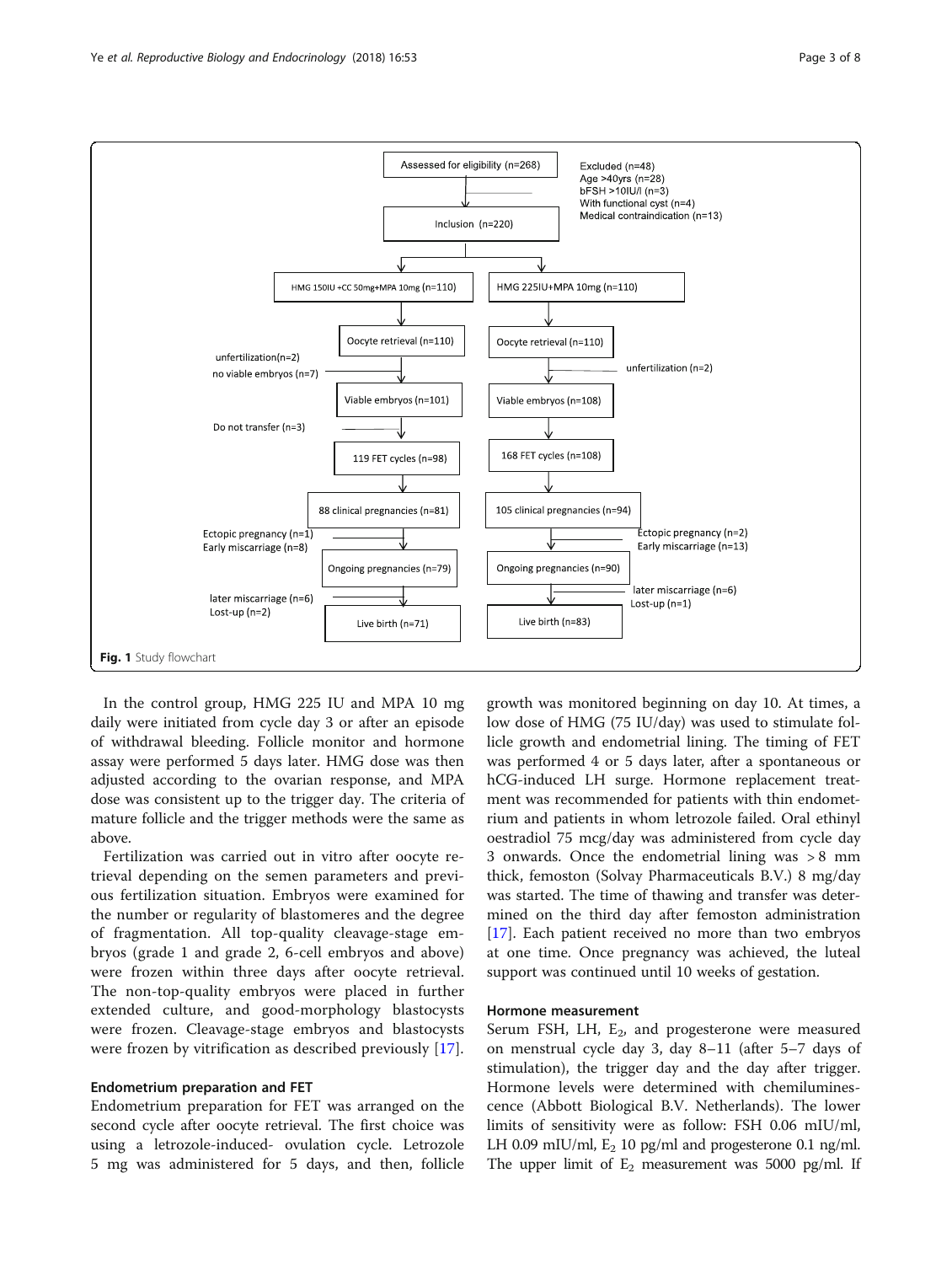Assessed for eligibility (n=268)

Excluded (n=48)
Age >40yrs (n=28)
bFSH >10IU/l (n=3)
With functional cyst (n=4)
Medical contraindication (n=13)

Inclusion (n=220)

| HMG 150IU +CC 50mg+MPA 10mg (n=110) | HMG 225IU+MPA 10mg (n=110) |
|---|---|
| Oocyte retrieval (n=110) | Oocyte retrieval (n=110) |
| unfertilization(n=2); no viable embryos (n=7) | unfertilization (n=2) |
| Viable embryos (n=101) | Viable embryos (n=108) |
| Do not transfer (n=3) | |
| 119 FET cycles (n=98) | 168 FET cycles (n=108) |
| 88 clinical pregnancies (n=81) | 105 clinical pregnancies (n=94) |
| Ectopic pregnancy (n=1); Early miscarriage (n=8) | Ectopic pregnancy (n=2); Early miscarriage (n=13) |
| Ongoing pregnancies (n=79) | Ongoing pregnancies (n=90) |
| later miscarriage (n=6); Lost-up (n=2) | later miscarriage (n=6); Lost-up (n=1) |
| Live birth (n=71) | Live birth (n=83) |

**Fig. 1** Study flowchart

In the control group, HMG 225 IU and MPA 10 mg daily were initiated from cycle day 3 or after an episode of withdrawal bleeding. Follicle monitor and hormone assay were performed 5 days later. HMG dose was then adjusted according to the ovarian response, and MPA dose was consistent up to the trigger day. The criteria of mature follicle and the trigger methods were the same as above.

Fertilization was carried out in vitro after oocyte retrieval depending on the semen parameters and previous fertilization situation. Embryos were examined for the number or regularity of blastomeres and the degree of fragmentation. All top-quality cleavage-stage embryos (grade 1 and grade 2, 6-cell embryos and above) were frozen within three days after oocyte retrieval. The non-top-quality embryos were placed in further extended culture, and good-morphology blastocysts were frozen. Cleavage-stage embryos and blastocysts were frozen by vitrification as described previously [17].

### Endometrium preparation and FET

Endometrium preparation for FET was arranged on the second cycle after oocyte retrieval. The first choice was using a letrozole-induced- ovulation cycle. Letrozole 5 mg was administered for 5 days, and then, follicle growth was monitored beginning on day 10. At times, a low dose of HMG (75 IU/day) was used to stimulate follicle growth and endometrial lining. The timing of FET was performed 4 or 5 days later, after a spontaneous or hCG-induced LH surge. Hormone replacement treatment was recommended for patients with thin endometrium and patients in whom letrozole failed. Oral ethinyl oestradiol 75 mcg/day was administered from cycle day 3 onwards. Once the endometrial lining was > 8 mm thick, femoston (Solvay Pharmaceuticals B.V.) 8 mg/day was started. The time of thawing and transfer was determined on the third day after femoston administration [17]. Each patient received no more than two embryos at one time. Once pregnancy was achieved, the luteal support was continued until 10 weeks of gestation.

### Hormone measurement

Serum FSH, LH, $E_2$, and progesterone were measured on menstrual cycle day 3, day 8–11 (after 5–7 days of stimulation), the trigger day and the day after trigger. Hormone levels were determined with chemiluminescence (Abbott Biological B.V. Netherlands). The lower limits of sensitivity were as follow: FSH 0.06 mIU/ml, LH 0.09 mIU/ml, $E_2$ 10 pg/ml and progesterone 0.1 ng/ml. The upper limit of $E_2$ measurement was 5000 pg/ml. If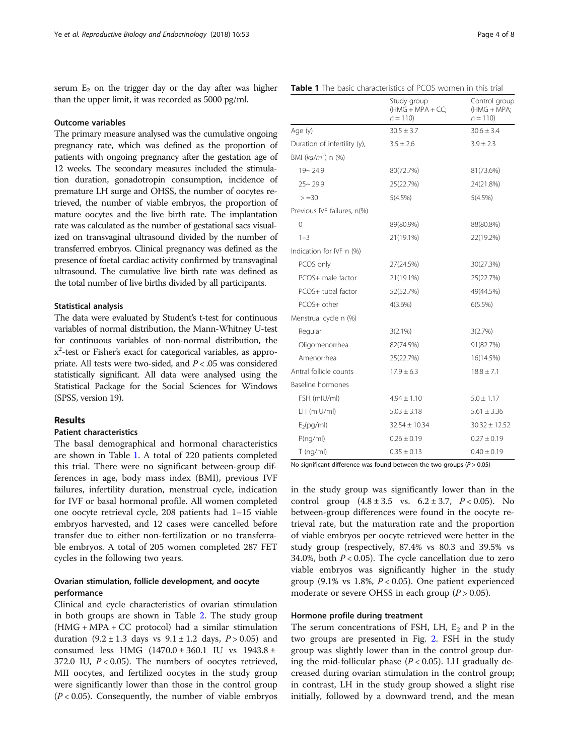serum $E_2$ on the trigger day or the day after was higher than the upper limit, it was recorded as 5000 pg/ml.

### Outcome variables

The primary measure analysed was the cumulative ongoing pregnancy rate, which was defined as the proportion of patients with ongoing pregnancy after the gestation age of 12 weeks. The secondary measures included the stimulation duration, gonadotropin consumption, incidence of premature LH surge and OHSS, the number of oocytes retrieved, the number of viable embryos, the proportion of mature oocytes and the live birth rate. The implantation rate was calculated as the number of gestational sacs visualized on transvaginal ultrasound divided by the number of transferred embryos. Clinical pregnancy was defined as the presence of foetal cardiac activity confirmed by transvaginal ultrasound. The cumulative live birth rate was defined as the total number of live births divided by all participants.

### Statistical analysis

The data were evaluated by Student's t-test for continuous variables of normal distribution, the Mann-Whitney U-test for continuous variables of non-normal distribution, the $x^2$-test or Fisher's exact for categorical variables, as appropriate. All tests were two-sided, and $P < .05$ was considered statistically significant. All data were analysed using the Statistical Package for the Social Sciences for Windows (SPSS, version 19).

## Results

### Patient characteristics

The basal demographical and hormonal characteristics are shown in Table 1. A total of 220 patients completed this trial. There were no significant between-group differences in age, body mass index (BMI), previous IVF failures, infertility duration, menstrual cycle, indication for IVF or basal hormonal profile. All women completed one oocyte retrieval cycle, 208 patients had 1–15 viable embryos harvested, and 12 cases were cancelled before transfer due to either non-fertilization or no transferrable embryos. A total of 205 women completed 287 FET cycles in the following two years.

### Ovarian stimulation, follicle development, and oocyte performance

Clinical and cycle characteristics of ovarian stimulation in both groups are shown in Table 2. The study group (HMG + MPA + CC protocol) had a similar stimulation duration (9.2 ± 1.3 days vs 9.1 ± 1.2 days, $P > 0.05$) and consumed less HMG (1470.0 ± 360.1 IU vs 1943.8 ± 372.0 IU, $P < 0.05$). The numbers of oocytes retrieved, MII oocytes, and fertilized oocytes in the study group were significantly lower than those in the control group ($P < 0.05$). Consequently, the number of viable embryos in the study group was significantly lower than in the control group (4.8 ± 3.5 vs. 6.2 ± 3.7, $P < 0.05$). No between-group differences were found in the oocyte retrieval rate, but the maturation rate and the proportion of viable embryos per oocyte retrieved were better in the study group (respectively, 87.4% vs 80.3 and 39.5% vs 34.0%, both $P < 0.05$). The cycle cancellation due to zero viable embryos was significantly higher in the study group (9.1% vs 1.8%, $P < 0.05$). One patient experienced moderate or severe OHSS in each group ($P > 0.05$).

### Hormone profile during treatment

The serum concentrations of FSH, LH, $E_2$ and P in the two groups are presented in Fig. 2. FSH in the study group was slightly lower than in the control group during the mid-follicular phase ($P < 0.05$). LH gradually decreased during ovarian stimulation in the control group; in contrast, LH in the study group showed a slight rise initially, followed by a downward trend, and the mean

**Table 1** The basic characteristics of PCOS women in this trial

| | Study group (HMG + MPA + CC; $n = 110$) | Control group (HMG + MPA; $n = 110$) |
|---|---|---|
| Age (y) | 30.5 ± 3.7 | 30.6 ± 3.4 |
| Duration of infertility (y), | 3.5 ± 2.6 | 3.9 ± 2.3 |
| BMI ($kg/m^2$) n (%) | | |
| 19~ 24.9 | 80(72.7%) | 81(73.6%) |
| 25~ 29.9 | 25(22.7%) | 24(21.8%) |
| > =30 | 5(4.5%) | 5(4.5%) |
| Previous IVF failures, n(%) | | |
| 0 | 89(80.9%) | 88(80.8%) |
| 1–3 | 21(19.1%) | 22(19.2%) |
| Indication for IVF n (%) | | |
| PCOS only | 27(24.5%) | 30(27.3%) |
| PCOS+ male factor | 21(19.1%) | 25(22.7%) |
| PCOS+ tubal factor | 52(52.7%) | 49(44.5%) |
| PCOS+ other | 4(3.6%) | 6(5.5%) |
| Menstrual cycle n (%) | | |
| Regular | 3(2.1%) | 3(2.7%) |
| Oligomenorrhea | 82(74.5%) | 91(82.7%) |
| Amenorrhea | 25(22.7%) | 16(14.5%) |
| Antral follicle counts | 17.9 ± 6.3 | 18.8 ± 7.1 |
| Baseline hormones | | |
| FSH (mIU/ml) | 4.94 ± 1.10 | 5.0 ± 1.17 |
| LH (mIU/ml) | 5.03 ± 3.18 | 5.61 ± 3.36 |
| $E_2$(pg/ml) | 32.54 ± 10.34 | 30.32 ± 12.52 |
| P(ng/ml) | 0.26 ± 0.19 | 0.27 ± 0.19 |
| T (ng/ml) | 0.35 ± 0.13 | 0.40 ± 0.19 |

No significant difference was found between the two groups ($P > 0.05$)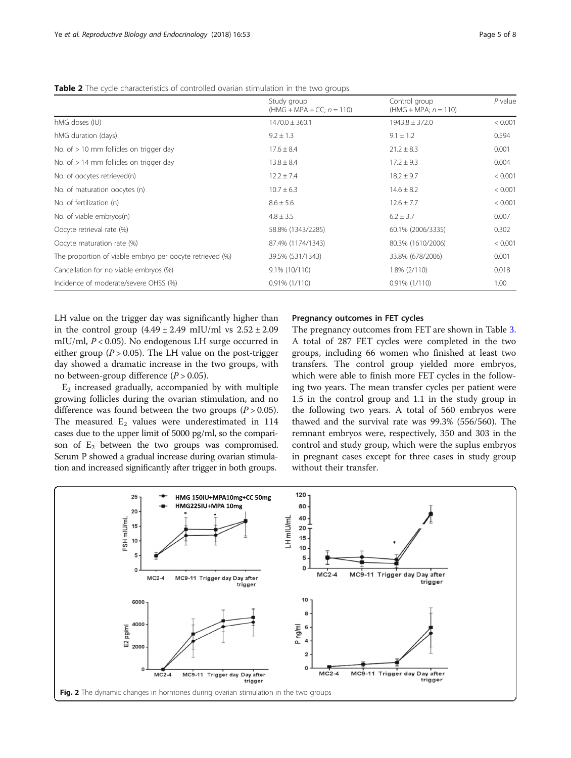**Table 2** The cycle characteristics of controlled ovarian stimulation in the two groups

| | Study group (HMG + MPA + CC; $n = 110$) | Control group (HMG + MPA; $n = 110$) | $P$ value |
|---|---|---|---|
| hMG doses (IU) | 1470.0 ± 360.1 | 1943.8 ± 372.0 | < 0.001 |
| hMG duration (days) | 9.2 ± 1.3 | 9.1 ± 1.2 | 0.594 |
| No. of > 10 mm follicles on trigger day | 17.6 ± 8.4 | 21.2 ± 8.3 | 0.001 |
| No. of > 14 mm follicles on trigger day | 13.8 ± 8.4 | 17.2 ± 9.3 | 0.004 |
| No. of oocytes retrieved(n) | 12.2 ± 7.4 | 18.2 ± 9.7 | < 0.001 |
| No. of maturation oocytes (n) | 10.7 ± 6.3 | 14.6 ± 8.2 | < 0.001 |
| No. of fertilization (n) | 8.6 ± 5.6 | 12.6 ± 7.7 | < 0.001 |
| No. of viable embryos(n) | 4.8 ± 3.5 | 6.2 ± 3.7 | 0.007 |
| Oocyte retrieval rate (%) | 58.8% (1343/2285) | 60.1% (2006/3335) | 0.302 |
| Oocyte maturation rate (%) | 87.4% (1174/1343) | 80.3% (1610/2006) | < 0.001 |
| The proportion of viable embryo per oocyte retrieved (%) | 39.5% (531/1343) | 33.8% (678/2006) | 0.001 |
| Cancellation for no viable embryos (%) | 9.1% (10/110) | 1.8% (2/110) | 0.018 |
| Incidence of moderate/severe OHSS (%) | 0.91% (1/110) | 0.91% (1/110) | 1.00 |

LH value on the trigger day was significantly higher than in the control group (4.49 ± 2.49 mIU/ml vs 2.52 ± 2.09 mIU/ml, $P < 0.05$). No endogenous LH surge occurred in either group ($P > 0.05$). The LH value on the post-trigger day showed a dramatic increase in the two groups, with no between-group difference ($P > 0.05$).

$E_2$ increased gradually, accompanied by with multiple growing follicles during the ovarian stimulation, and no difference was found between the two groups ($P > 0.05$). The measured $E_2$ values were underestimated in 114 cases due to the upper limit of 5000 pg/ml, so the comparison of $E_2$ between the two groups was compromised. Serum P showed a gradual increase during ovarian stimulation and increased significantly after trigger in both groups.

### Pregnancy outcomes in FET cycles

The pregnancy outcomes from FET are shown in Table 3. A total of 287 FET cycles were completed in the two groups, including 66 women who finished at least two transfers. The control group yielded more embryos, which were able to finish more FET cycles in the following two years. The mean transfer cycles per patient were 1.5 in the control group and 1.1 in the study group in the following two years. A total of 560 embryos were thawed and the survival rate was 99.3% (556/560). The remnant embryos were, respectively, 350 and 303 in the control and study group, which were the suplus embryos in pregnant cases except for three cases in study group without their transfer.

**Fig. 2** The dynamic changes in hormones during ovarian stimulation in the two groups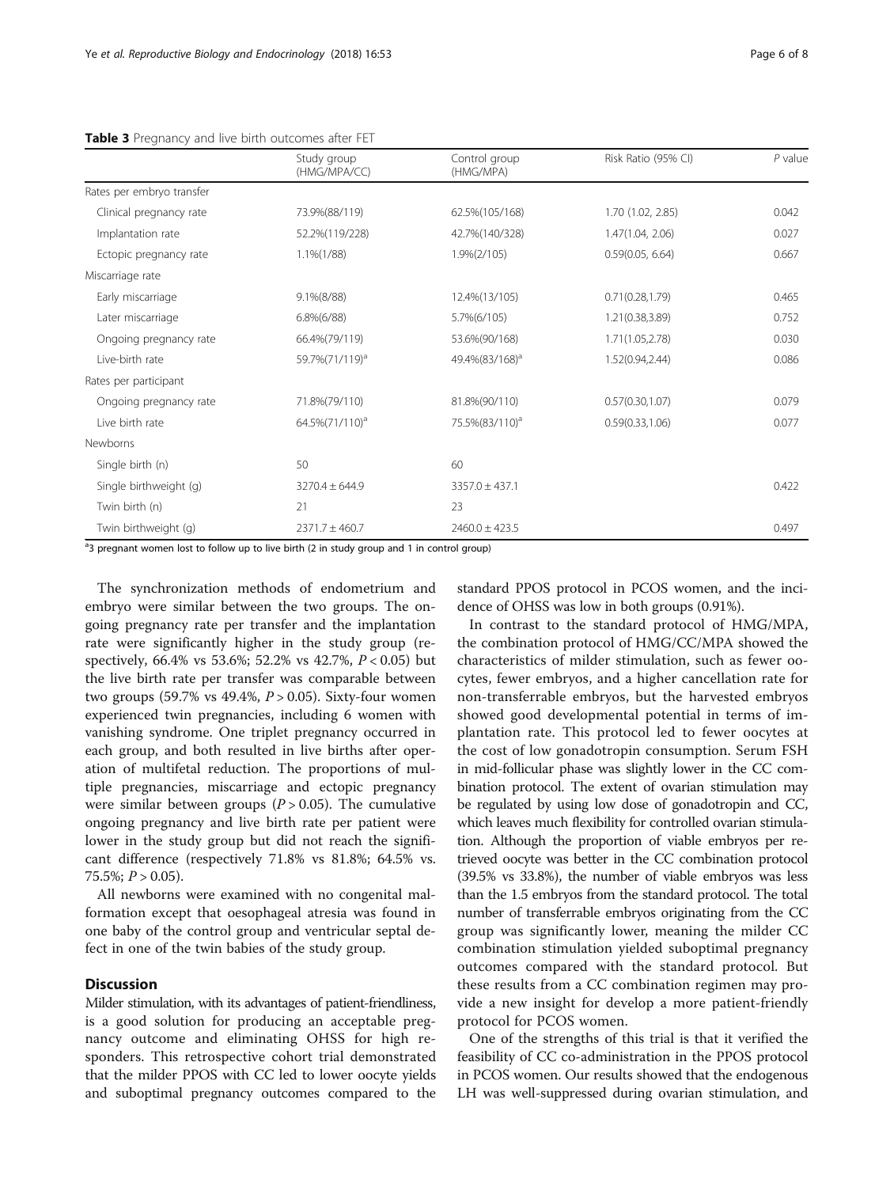**Table 3** Pregnancy and live birth outcomes after FET

| | Study group (HMG/MPA/CC) | Control group (HMG/MPA) | Risk Ratio (95% CI) | *P* value |
|---|---|---|---|---|
| Rates per embryo transfer | | | | |
| Clinical pregnancy rate | 73.9%(88/119) | 62.5%(105/168) | 1.70 (1.02, 2.85) | 0.042 |
| Implantation rate | 52.2%(119/228) | 42.7%(140/328) | 1.47(1.04, 2.06) | 0.027 |
| Ectopic pregnancy rate | 1.1%(1/88) | 1.9%(2/105) | 0.59(0.05, 6.64) | 0.667 |
| Miscarriage rate | | | | |
| Early miscarriage | 9.1%(8/88) | 12.4%(13/105) | 0.71(0.28,1.79) | 0.465 |
| Later miscarriage | 6.8%(6/88) | 5.7%(6/105) | 1.21(0.38,3.89) | 0.752 |
| Ongoing pregnancy rate | 66.4%(79/119) | 53.6%(90/168) | 1.71(1.05,2.78) | 0.030 |
| Live-birth rate | 59.7%(71/119)[a] | 49.4%(83/168)[a] | 1.52(0.94,2.44) | 0.086 |
| Rates per participant | | | | |
| Ongoing pregnancy rate | 71.8%(79/110) | 81.8%(90/110) | 0.57(0.30,1.07) | 0.079 |
| Live birth rate | 64.5%(71/110)[a] | 75.5%(83/110)[a] | 0.59(0.33,1.06) | 0.077 |
| Newborns | | | | |
| Single birth (n) | 50 | 60 | | |
| Single birthweight (g) | 3270.4 ± 644.9 | 3357.0 ± 437.1 | | 0.422 |
| Twin birth (n) | 21 | 23 | | |
| Twin birthweight (g) | 2371.7 ± 460.7 | 2460.0 ± 423.5 | | 0.497 |

[a]3 pregnant women lost to follow up to live birth (2 in study group and 1 in control group)

The synchronization methods of endometrium and embryo were similar between the two groups. The ongoing pregnancy rate per transfer and the implantation rate were significantly higher in the study group (respectively, 66.4% vs 53.6%; 52.2% vs 42.7%, $P < 0.05$) but the live birth rate per transfer was comparable between two groups (59.7% vs 49.4%, $P > 0.05$). Sixty-four women experienced twin pregnancies, including 6 women with vanishing syndrome. One triplet pregnancy occurred in each group, and both resulted in live births after operation of multifetal reduction. The proportions of multiple pregnancies, miscarriage and ectopic pregnancy were similar between groups ($P > 0.05$). The cumulative ongoing pregnancy and live birth rate per patient were lower in the study group but did not reach the significant difference (respectively 71.8% vs 81.8%; 64.5% vs. 75.5%; $P > 0.05$).

All newborns were examined with no congenital malformation except that oesophageal atresia was found in one baby of the control group and ventricular septal defect in one of the twin babies of the study group.

## Discussion

Milder stimulation, with its advantages of patient-friendliness, is a good solution for producing an acceptable pregnancy outcome and eliminating OHSS for high responders. This retrospective cohort trial demonstrated that the milder PPOS with CC led to lower oocyte yields and suboptimal pregnancy outcomes compared to the standard PPOS protocol in PCOS women, and the incidence of OHSS was low in both groups (0.91%).

In contrast to the standard protocol of HMG/MPA, the combination protocol of HMG/CC/MPA showed the characteristics of milder stimulation, such as fewer oocytes, fewer embryos, and a higher cancellation rate for non-transferrable embryos, but the harvested embryos showed good developmental potential in terms of implantation rate. This protocol led to fewer oocytes at the cost of low gonadotropin consumption. Serum FSH in mid-follicular phase was slightly lower in the CC combination protocol. The extent of ovarian stimulation may be regulated by using low dose of gonadotropin and CC, which leaves much flexibility for controlled ovarian stimulation. Although the proportion of viable embryos per retrieved oocyte was better in the CC combination protocol (39.5% vs 33.8%), the number of viable embryos was less than the 1.5 embryos from the standard protocol. The total number of transferrable embryos originating from the CC group was significantly lower, meaning the milder CC combination stimulation yielded suboptimal pregnancy outcomes compared with the standard protocol. But these results from a CC combination regimen may provide a new insight for develop a more patient-friendly protocol for PCOS women.

One of the strengths of this trial is that it verified the feasibility of CC co-administration in the PPOS protocol in PCOS women. Our results showed that the endogenous LH was well-suppressed during ovarian stimulation, and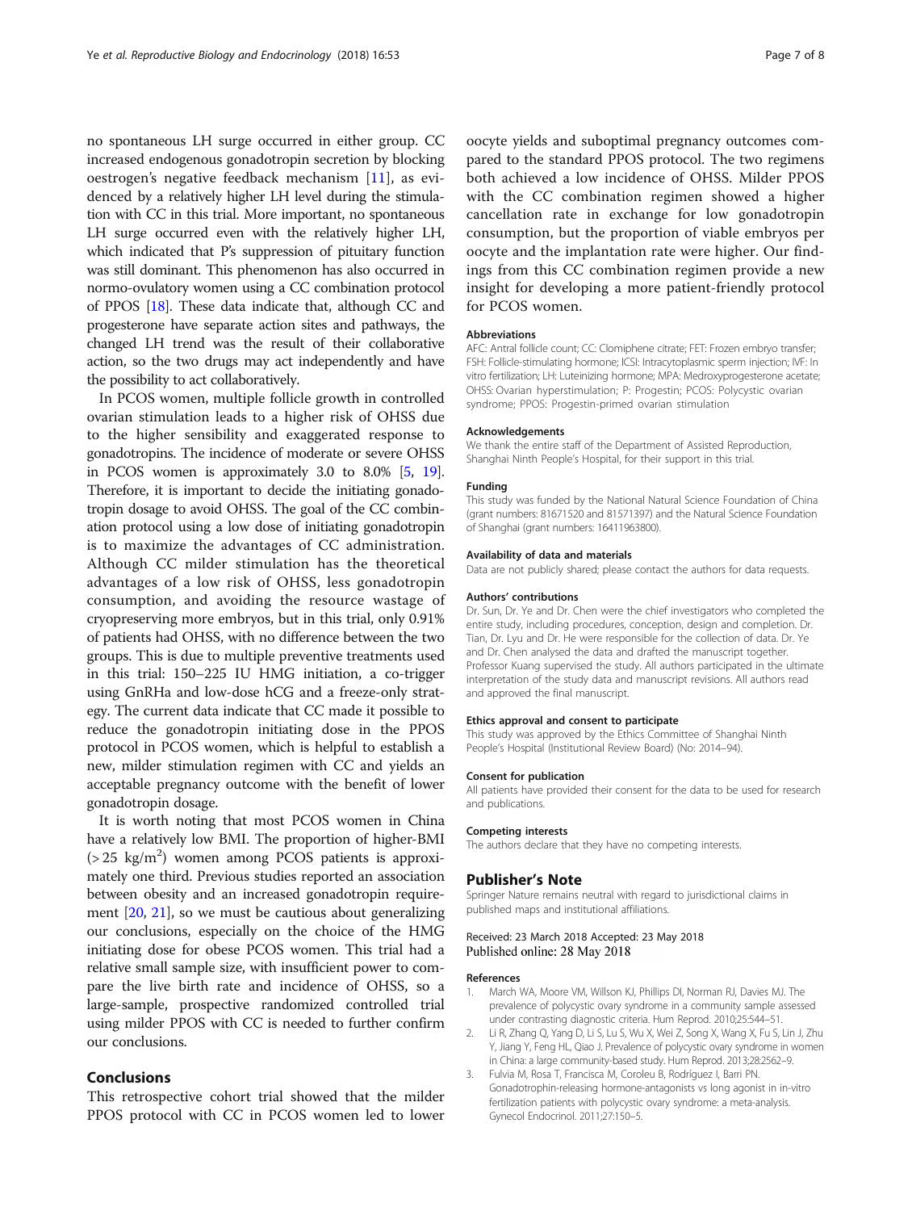no spontaneous LH surge occurred in either group. CC increased endogenous gonadotropin secretion by blocking oestrogen's negative feedback mechanism [11], as evidenced by a relatively higher LH level during the stimulation with CC in this trial. More important, no spontaneous LH surge occurred even with the relatively higher LH, which indicated that P's suppression of pituitary function was still dominant. This phenomenon has also occurred in normo-ovulatory women using a CC combination protocol of PPOS [18]. These data indicate that, although CC and progesterone have separate action sites and pathways, the changed LH trend was the result of their collaborative action, so the two drugs may act independently and have the possibility to act collaboratively.

In PCOS women, multiple follicle growth in controlled ovarian stimulation leads to a higher risk of OHSS due to the higher sensibility and exaggerated response to gonadotropins. The incidence of moderate or severe OHSS in PCOS women is approximately 3.0 to 8.0% [5, 19]. Therefore, it is important to decide the initiating gonadotropin dosage to avoid OHSS. The goal of the CC combination protocol using a low dose of initiating gonadotropin is to maximize the advantages of CC administration. Although CC milder stimulation has the theoretical advantages of a low risk of OHSS, less gonadotropin consumption, and avoiding the resource wastage of cryopreserving more embryos, but in this trial, only 0.91% of patients had OHSS, with no difference between the two groups. This is due to multiple preventive treatments used in this trial: 150–225 IU HMG initiation, a co-trigger using GnRHa and low-dose hCG and a freeze-only strategy. The current data indicate that CC made it possible to reduce the gonadotropin initiating dose in the PPOS protocol in PCOS women, which is helpful to establish a new, milder stimulation regimen with CC and yields an acceptable pregnancy outcome with the benefit of lower gonadotropin dosage.

It is worth noting that most PCOS women in China have a relatively low BMI. The proportion of higher-BMI ($> 25$ kg/m$^2$) women among PCOS patients is approximately one third. Previous studies reported an association between obesity and an increased gonadotropin requirement [20, 21], so we must be cautious about generalizing our conclusions, especially on the choice of the HMG initiating dose for obese PCOS women. This trial had a relative small sample size, with insufficient power to compare the live birth rate and incidence of OHSS, so a large-sample, prospective randomized controlled trial using milder PPOS with CC is needed to further confirm our conclusions.

## Conclusions

This retrospective cohort trial showed that the milder PPOS protocol with CC in PCOS women led to lower oocyte yields and suboptimal pregnancy outcomes compared to the standard PPOS protocol. The two regimens both achieved a low incidence of OHSS. Milder PPOS with the CC combination regimen showed a higher cancellation rate in exchange for low gonadotropin consumption, but the proportion of viable embryos per oocyte and the implantation rate were higher. Our findings from this CC combination regimen provide a new insight for developing a more patient-friendly protocol for PCOS women.

#### Abbreviations

AFC: Antral follicle count; CC: Clomiphene citrate; FET: Frozen embryo transfer; FSH: Follicle-stimulating hormone; ICSI: Intracytoplasmic sperm injection; IVF: In vitro fertilization; LH: Luteinizing hormone; MPA: Medroxyprogesterone acetate; OHSS: Ovarian hyperstimulation; P: Progestin; PCOS: Polycystic ovarian syndrome; PPOS: Progestin-primed ovarian stimulation

#### Acknowledgements

We thank the entire staff of the Department of Assisted Reproduction, Shanghai Ninth People's Hospital, for their support in this trial.

#### Funding

This study was funded by the National Natural Science Foundation of China (grant numbers: 81671520 and 81571397) and the Natural Science Foundation of Shanghai (grant numbers: 16411963800).

#### Availability of data and materials

Data are not publicly shared; please contact the authors for data requests.

#### Authors' contributions

Dr. Sun, Dr. Ye and Dr. Chen were the chief investigators who completed the entire study, including procedures, conception, design and completion. Dr. Tian, Dr. Lyu and Dr. He were responsible for the collection of data. Dr. Ye and Dr. Chen analysed the data and drafted the manuscript together. Professor Kuang supervised the study. All authors participated in the ultimate interpretation of the study data and manuscript revisions. All authors read and approved the final manuscript.

#### Ethics approval and consent to participate

This study was approved by the Ethics Committee of Shanghai Ninth People's Hospital (Institutional Review Board) (No: 2014–94).

#### Consent for publication

All patients have provided their consent for the data to be used for research and publications.

#### Competing interests

The authors declare that they have no competing interests.

### Publisher's Note

Springer Nature remains neutral with regard to jurisdictional claims in published maps and institutional affiliations.

Received: 23 March 2018 Accepted: 23 May 2018
Published online: 28 May 2018

#### References

1. March WA, Moore VM, Willson KJ, Phillips DI, Norman RJ, Davies MJ. The prevalence of polycystic ovary syndrome in a community sample assessed under contrasting diagnostic criteria. Hum Reprod. 2010;25:544–51.
2. Li R, Zhang Q, Yang D, Li S, Lu S, Wu X, Wei Z, Song X, Wang X, Fu S, Lin J, Zhu Y, Jiang Y, Feng HL, Qiao J. Prevalence of polycystic ovary syndrome in women in China: a large community-based study. Hum Reprod. 2013;28:2562–9.
3. Fulvia M, Rosa T, Francisca M, Coroleu B, Rodríguez I, Barri PN. Gonadotrophin-releasing hormone-antagonists vs long agonist in in-vitro fertilization patients with polycystic ovary syndrome: a meta-analysis. Gynecol Endocrinol. 2011;27:150–5.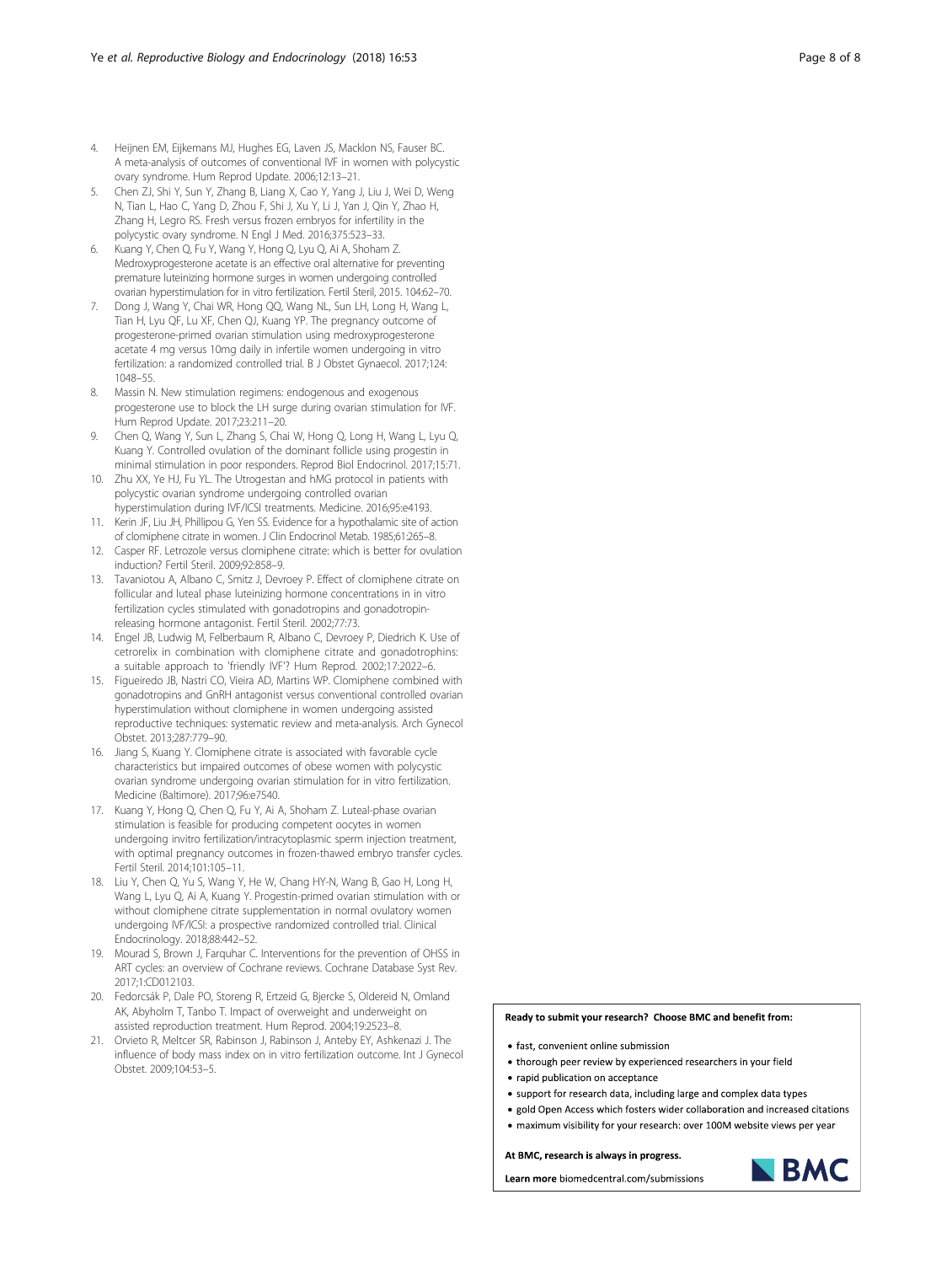4. Heijnen EM, Eijkemans MJ, Hughes EG, Laven JS, Macklon NS, Fauser BC. A meta-analysis of outcomes of conventional IVF in women with polycystic ovary syndrome. Hum Reprod Update. 2006;12:13–21.
5. Chen ZJ, Shi Y, Sun Y, Zhang B, Liang X, Cao Y, Yang J, Liu J, Wei D, Weng N, Tian L, Hao C, Yang D, Zhou F, Shi J, Xu Y, Li J, Yan J, Qin Y, Zhao H, Zhang H, Legro RS. Fresh versus frozen embryos for infertility in the polycystic ovary syndrome. N Engl J Med. 2016;375:523–33.
6. Kuang Y, Chen Q, Fu Y, Wang Y, Hong Q, Lyu Q, Ai A, Shoham Z. Medroxyprogesterone acetate is an effective oral alternative for preventing premature luteinizing hormone surges in women undergoing controlled ovarian hyperstimulation for in vitro fertilization. Fertil Steril, 2015. 104:62–70.
7. Dong J, Wang Y, Chai WR, Hong QQ, Wang NL, Sun LH, Long H, Wang L, Tian H, Lyu QF, Lu XF, Chen QJ, Kuang YP. The pregnancy outcome of progesterone-primed ovarian stimulation using medroxyprogesterone acetate 4 mg versus 10mg daily in infertile women undergoing in vitro fertilization: a randomized controlled trial. B J Obstet Gynaecol. 2017;124: 1048–55.
8. Massin N. New stimulation regimens: endogenous and exogenous progesterone use to block the LH surge during ovarian stimulation for IVF. Hum Reprod Update. 2017;23:211–20.
9. Chen Q, Wang Y, Sun L, Zhang S, Chai W, Hong Q, Long H, Wang L, Lyu Q, Kuang Y. Controlled ovulation of the dominant follicle using progestin in minimal stimulation in poor responders. Reprod Biol Endocrinol. 2017;15:71.
10. Zhu XX, Ye HJ, Fu YL. The Utrogestan and hMG protocol in patients with polycystic ovarian syndrome undergoing controlled ovarian hyperstimulation during IVF/ICSI treatments. Medicine. 2016;95:e4193.
11. Kerin JF, Liu JH, Phillipou G, Yen SS. Evidence for a hypothalamic site of action of clomiphene citrate in women. J Clin Endocrinol Metab. 1985;61:265–8.
12. Casper RF. Letrozole versus clomiphene citrate: which is better for ovulation induction? Fertil Steril. 2009;92:858–9.
13. Tavaniotou A, Albano C, Smitz J, Devroey P. Effect of clomiphene citrate on follicular and luteal phase luteinizing hormone concentrations in in vitro fertilization cycles stimulated with gonadotropins and gonadotropin-releasing hormone antagonist. Fertil Steril. 2002;77:73.
14. Engel JB, Ludwig M, Felberbaum R, Albano C, Devroey P, Diedrich K. Use of cetrorelix in combination with clomiphene citrate and gonadotrophins: a suitable approach to 'friendly IVF'? Hum Reprod. 2002;17:2022–6.
15. Figueiredo JB, Nastri CO, Vieira AD, Martins WP. Clomiphene combined with gonadotropins and GnRH antagonist versus conventional controlled ovarian hyperstimulation without clomiphene in women undergoing assisted reproductive techniques: systematic review and meta-analysis. Arch Gynecol Obstet. 2013;287:779–90.
16. Jiang S, Kuang Y. Clomiphene citrate is associated with favorable cycle characteristics but impaired outcomes of obese women with polycystic ovarian syndrome undergoing ovarian stimulation for in vitro fertilization. Medicine (Baltimore). 2017;96:e7540.
17. Kuang Y, Hong Q, Chen Q, Fu Y, Ai A, Shoham Z. Luteal-phase ovarian stimulation is feasible for producing competent oocytes in women undergoing invitro fertilization/intracytoplasmic sperm injection treatment, with optimal pregnancy outcomes in frozen-thawed embryo transfer cycles. Fertil Steril. 2014;101:105–11.
18. Liu Y, Chen Q, Yu S, Wang Y, He W, Chang HY-N, Wang B, Gao H, Long H, Wang L, Lyu Q, Ai A, Kuang Y. Progestin-primed ovarian stimulation with or without clomiphene citrate supplementation in normal ovulatory women undergoing IVF/ICSI: a prospective randomized controlled trial. Clinical Endocrinology. 2018;88:442–52.
19. Mourad S, Brown J, Farquhar C. Interventions for the prevention of OHSS in ART cycles: an overview of Cochrane reviews. Cochrane Database Syst Rev. 2017;1:CD012103.
20. Fedorcsák P, Dale PO, Storeng R, Ertzeid G, Bjercke S, Oldereid N, Omland AK, Abyholm T, Tanbo T. Impact of overweight and underweight on assisted reproduction treatment. Hum Reprod. 2004;19:2523–8.
21. Orvieto R, Meltcer SR, Rabinson J, Rabinson J, Anteby EY, Ashkenazi J. The influence of body mass index on in vitro fertilization outcome. Int J Gynecol Obstet. 2009;104:53–5.

**Ready to submit your research? Choose BMC and benefit from:**

- fast, convenient online submission
- thorough peer review by experienced researchers in your field
- rapid publication on acceptance
- support for research data, including large and complex data types
- gold Open Access which fosters wider collaboration and increased citations
- maximum visibility for your research: over 100M website views per year

**At BMC, research is always in progress.**

**Learn more** biomedcentral.com/submissions

BMC